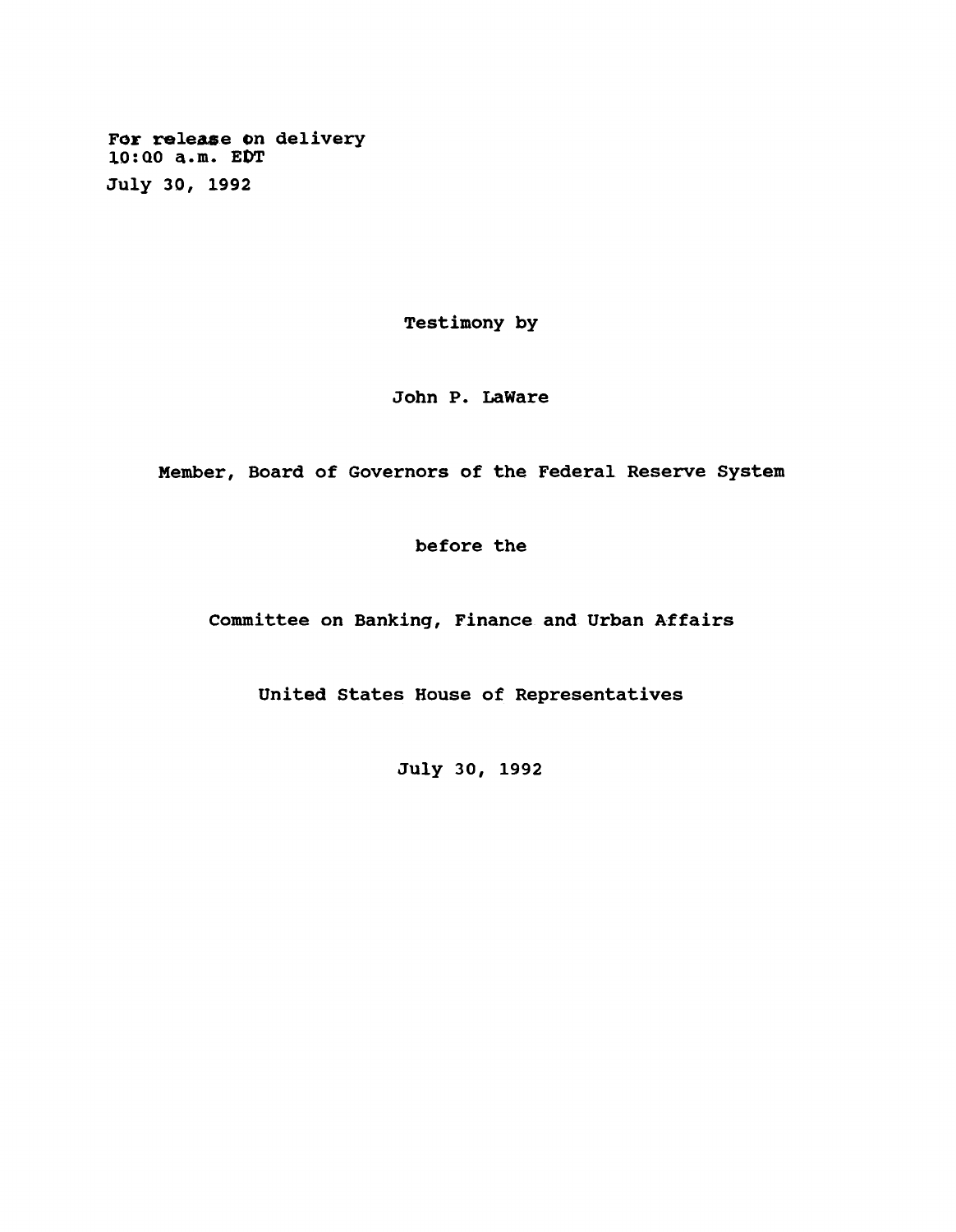For release on delivery
10:00 a.m. EDT
July 30, 1992

Testimony by

John P. LaWare

Member, Board of Governors of the Federal Reserve System

before the

Committee on Banking, Finance and Urban Affairs

United States House of Representatives

July 30, 1992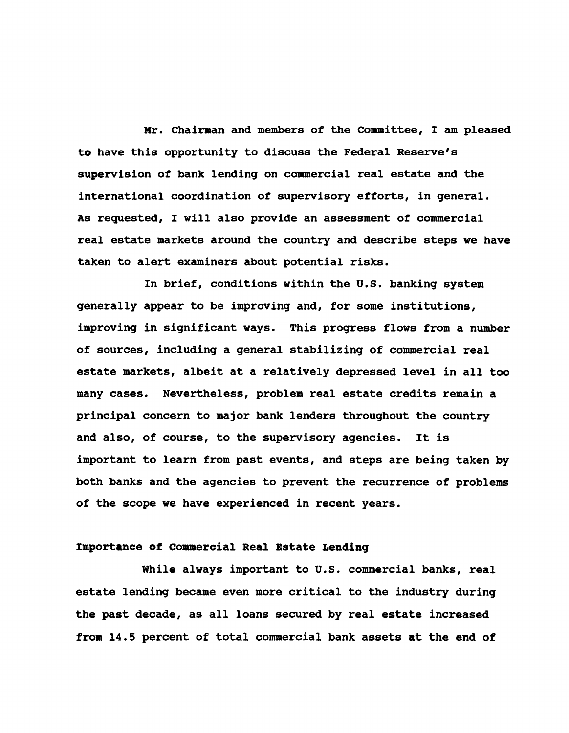Mr. Chairman and members of the Committee, I am pleased to have this opportunity to discuss the Federal Reserve's supervision of bank lending on commercial real estate and the international coordination of supervisory efforts, in general. As requested, I will also provide an assessment of commercial real estate markets around the country and describe steps we have taken to alert examiners about potential risks.

In brief, conditions within the U.S. banking system generally appear to be improving and, for some institutions, improving in significant ways. This progress flows from a number of sources, including a general stabilizing of commercial real estate markets, albeit at a relatively depressed level in all too many cases. Nevertheless, problem real estate credits remain a principal concern to major bank lenders throughout the country and also, of course, to the supervisory agencies. It is important to learn from past events, and steps are being taken by both banks and the agencies to prevent the recurrence of problems of the scope we have experienced in recent years.

**Importance of Commercial Real Estate Lending**

While always important to U.S. commercial banks, real estate lending became even more critical to the industry during the past decade, as all loans secured by real estate increased from 14.5 percent of total commercial bank assets at the end of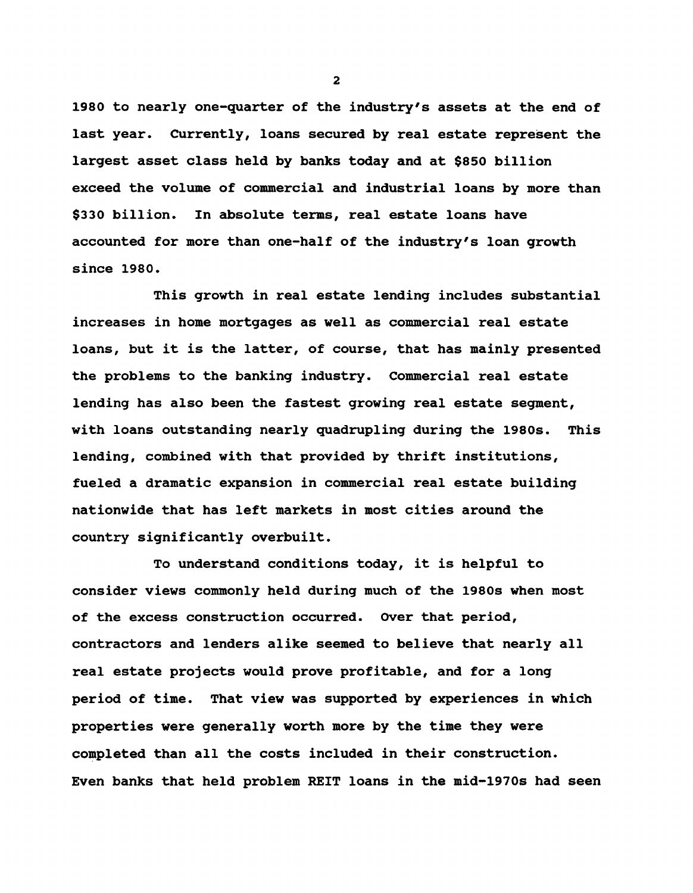1980 to nearly one-quarter of the industry's assets at the end of last year. Currently, loans secured by real estate represent the largest asset class held by banks today and at $850 billion exceed the volume of commercial and industrial loans by more than $330 billion. In absolute terms, real estate loans have accounted for more than one-half of the industry's loan growth since 1980.

This growth in real estate lending includes substantial increases in home mortgages as well as commercial real estate loans, but it is the latter, of course, that has mainly presented the problems to the banking industry. Commercial real estate lending has also been the fastest growing real estate segment, with loans outstanding nearly quadrupling during the 1980s. This lending, combined with that provided by thrift institutions, fueled a dramatic expansion in commercial real estate building nationwide that has left markets in most cities around the country significantly overbuilt.

To understand conditions today, it is helpful to consider views commonly held during much of the 1980s when most of the excess construction occurred. Over that period, contractors and lenders alike seemed to believe that nearly all real estate projects would prove profitable, and for a long period of time. That view was supported by experiences in which properties were generally worth more by the time they were completed than all the costs included in their construction. Even banks that held problem REIT loans in the mid-1970s had seen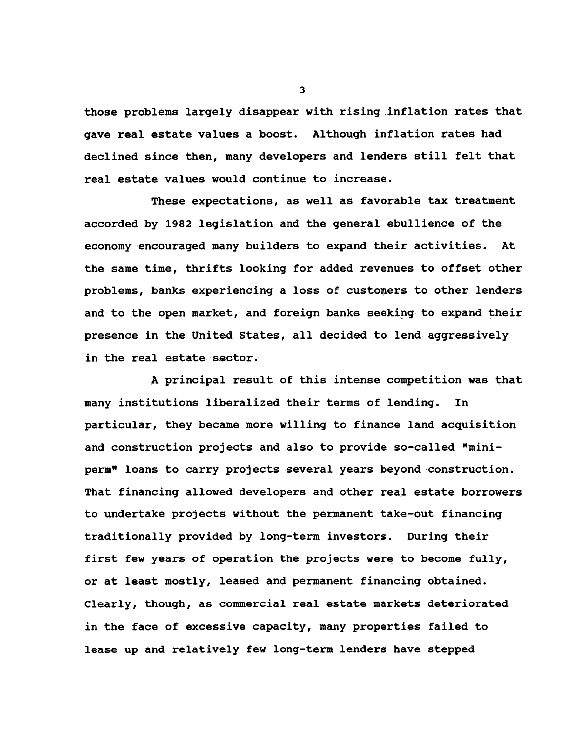those problems largely disappear with rising inflation rates that gave real estate values a boost. Although inflation rates had declined since then, many developers and lenders still felt that real estate values would continue to increase.

These expectations, as well as favorable tax treatment accorded by 1982 legislation and the general ebullience of the economy encouraged many builders to expand their activities. At the same time, thrifts looking for added revenues to offset other problems, banks experiencing a loss of customers to other lenders and to the open market, and foreign banks seeking to expand their presence in the United States, all decided to lend aggressively in the real estate sector.

A principal result of this intense competition was that many institutions liberalized their terms of lending. In particular, they became more willing to finance land acquisition and construction projects and also to provide so-called "mini-perm" loans to carry projects several years beyond construction. That financing allowed developers and other real estate borrowers to undertake projects without the permanent take-out financing traditionally provided by long-term investors. During their first few years of operation the projects were to become fully, or at least mostly, leased and permanent financing obtained. Clearly, though, as commercial real estate markets deteriorated in the face of excessive capacity, many properties failed to lease up and relatively few long-term lenders have stepped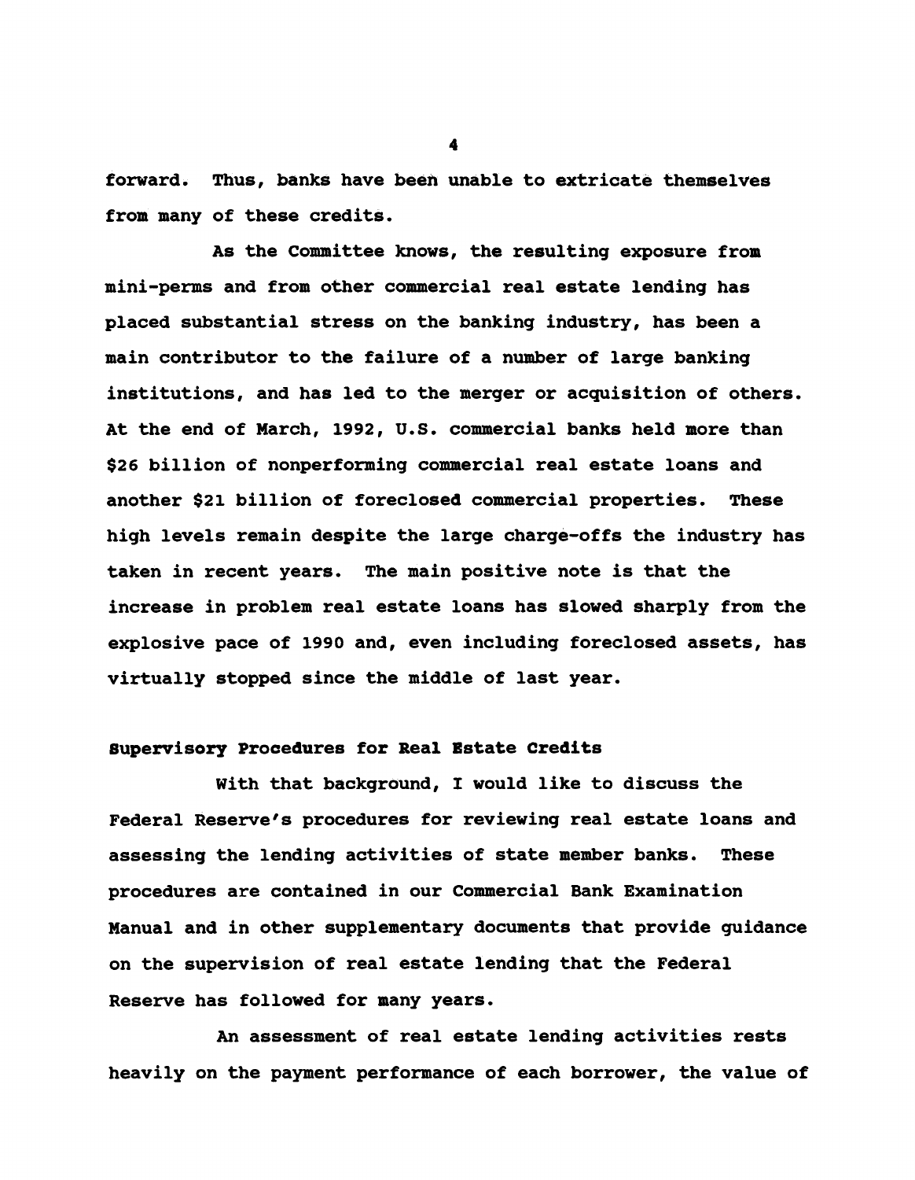forward. Thus, banks have been unable to extricate themselves from many of these credits.

As the Committee knows, the resulting exposure from mini-perms and from other commercial real estate lending has placed substantial stress on the banking industry, has been a main contributor to the failure of a number of large banking institutions, and has led to the merger or acquisition of others. At the end of March, 1992, U.S. commercial banks held more than $26 billion of nonperforming commercial real estate loans and another $21 billion of foreclosed commercial properties. These high levels remain despite the large charge-offs the industry has taken in recent years. The main positive note is that the increase in problem real estate loans has slowed sharply from the explosive pace of 1990 and, even including foreclosed assets, has virtually stopped since the middle of last year.

## Supervisory Procedures for Real Estate Credits

With that background, I would like to discuss the Federal Reserve's procedures for reviewing real estate loans and assessing the lending activities of state member banks. These procedures are contained in our Commercial Bank Examination Manual and in other supplementary documents that provide guidance on the supervision of real estate lending that the Federal Reserve has followed for many years.

An assessment of real estate lending activities rests heavily on the payment performance of each borrower, the value of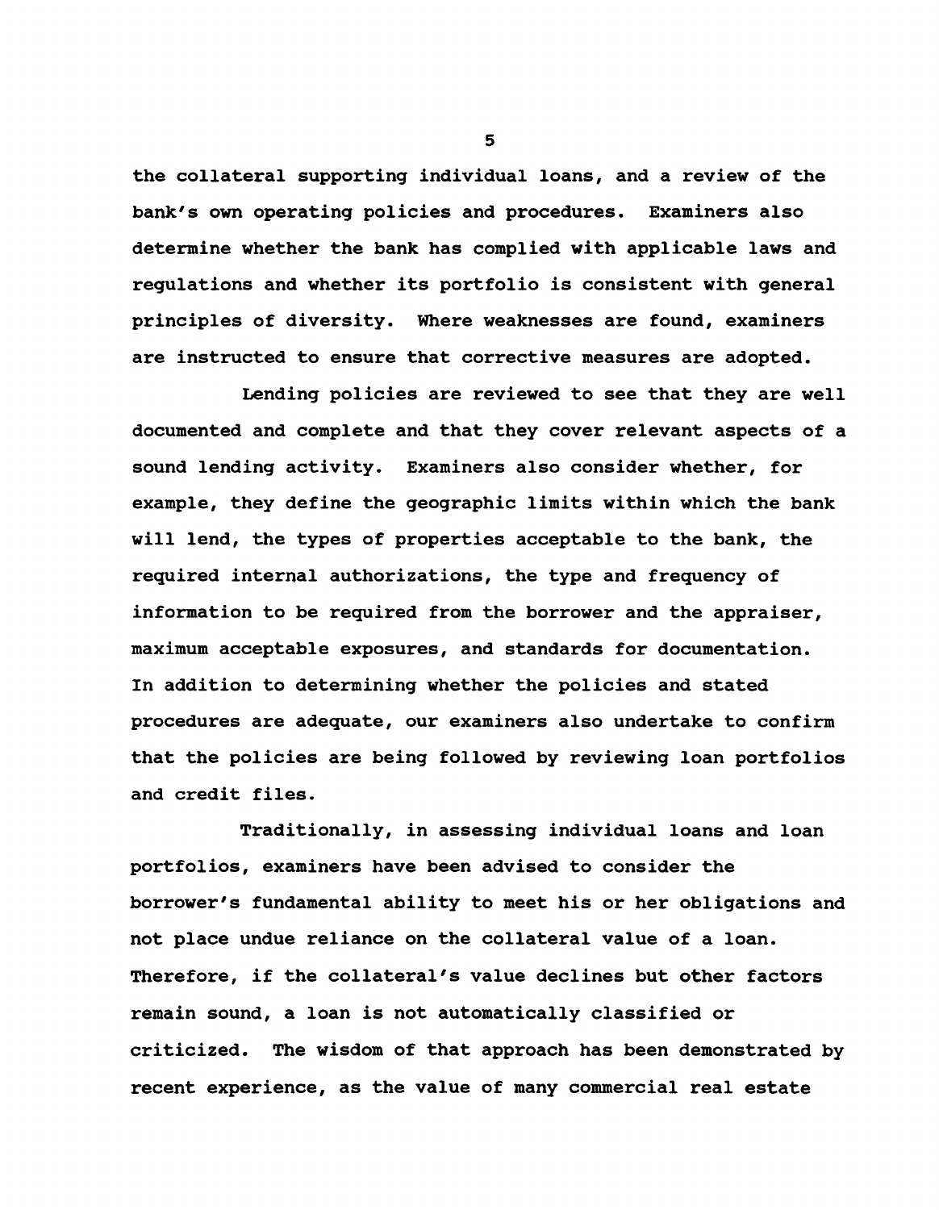the collateral supporting individual loans, and a review of the bank's own operating policies and procedures. Examiners also determine whether the bank has complied with applicable laws and regulations and whether its portfolio is consistent with general principles of diversity. Where weaknesses are found, examiners are instructed to ensure that corrective measures are adopted.

Lending policies are reviewed to see that they are well documented and complete and that they cover relevant aspects of a sound lending activity. Examiners also consider whether, for example, they define the geographic limits within which the bank will lend, the types of properties acceptable to the bank, the required internal authorizations, the type and frequency of information to be required from the borrower and the appraiser, maximum acceptable exposures, and standards for documentation. In addition to determining whether the policies and stated procedures are adequate, our examiners also undertake to confirm that the policies are being followed by reviewing loan portfolios and credit files.

Traditionally, in assessing individual loans and loan portfolios, examiners have been advised to consider the borrower's fundamental ability to meet his or her obligations and not place undue reliance on the collateral value of a loan. Therefore, if the collateral's value declines but other factors remain sound, a loan is not automatically classified or criticized. The wisdom of that approach has been demonstrated by recent experience, as the value of many commercial real estate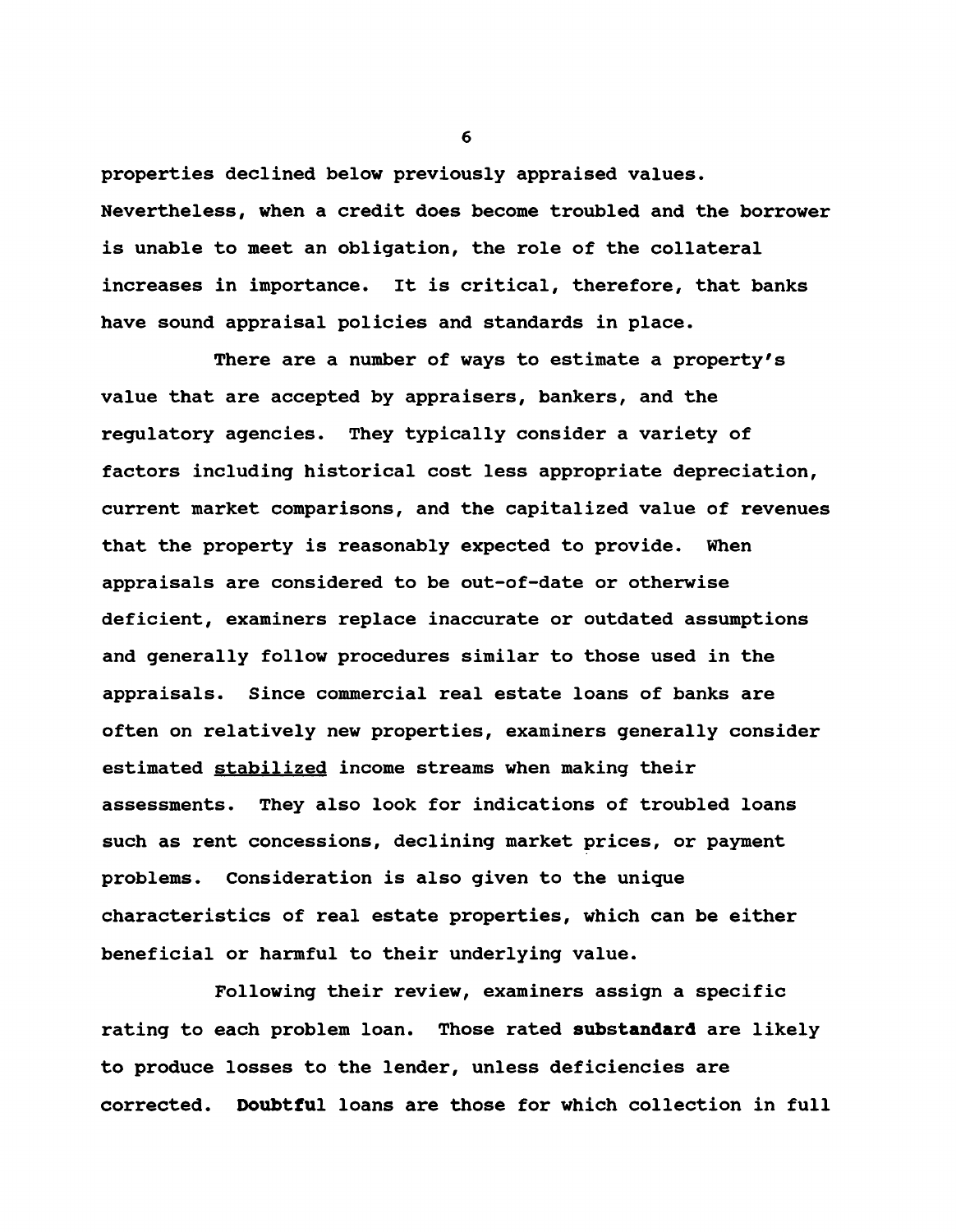properties declined below previously appraised values. Nevertheless, when a credit does become troubled and the borrower is unable to meet an obligation, the role of the collateral increases in importance. It is critical, therefore, that banks have sound appraisal policies and standards in place.

There are a number of ways to estimate a property's value that are accepted by appraisers, bankers, and the regulatory agencies. They typically consider a variety of factors including historical cost less appropriate depreciation, current market comparisons, and the capitalized value of revenues that the property is reasonably expected to provide. When appraisals are considered to be out-of-date or otherwise deficient, examiners replace inaccurate or outdated assumptions and generally follow procedures similar to those used in the appraisals. Since commercial real estate loans of banks are often on relatively new properties, examiners generally consider estimated <u>stabilized</u> income streams when making their assessments. They also look for indications of troubled loans such as rent concessions, declining market prices, or payment problems. Consideration is also given to the unique characteristics of real estate properties, which can be either beneficial or harmful to their underlying value.

Following their review, examiners assign a specific rating to each problem loan. Those rated **substandard** are likely to produce losses to the lender, unless deficiencies are corrected. **Doubtful** loans are those for which collection in full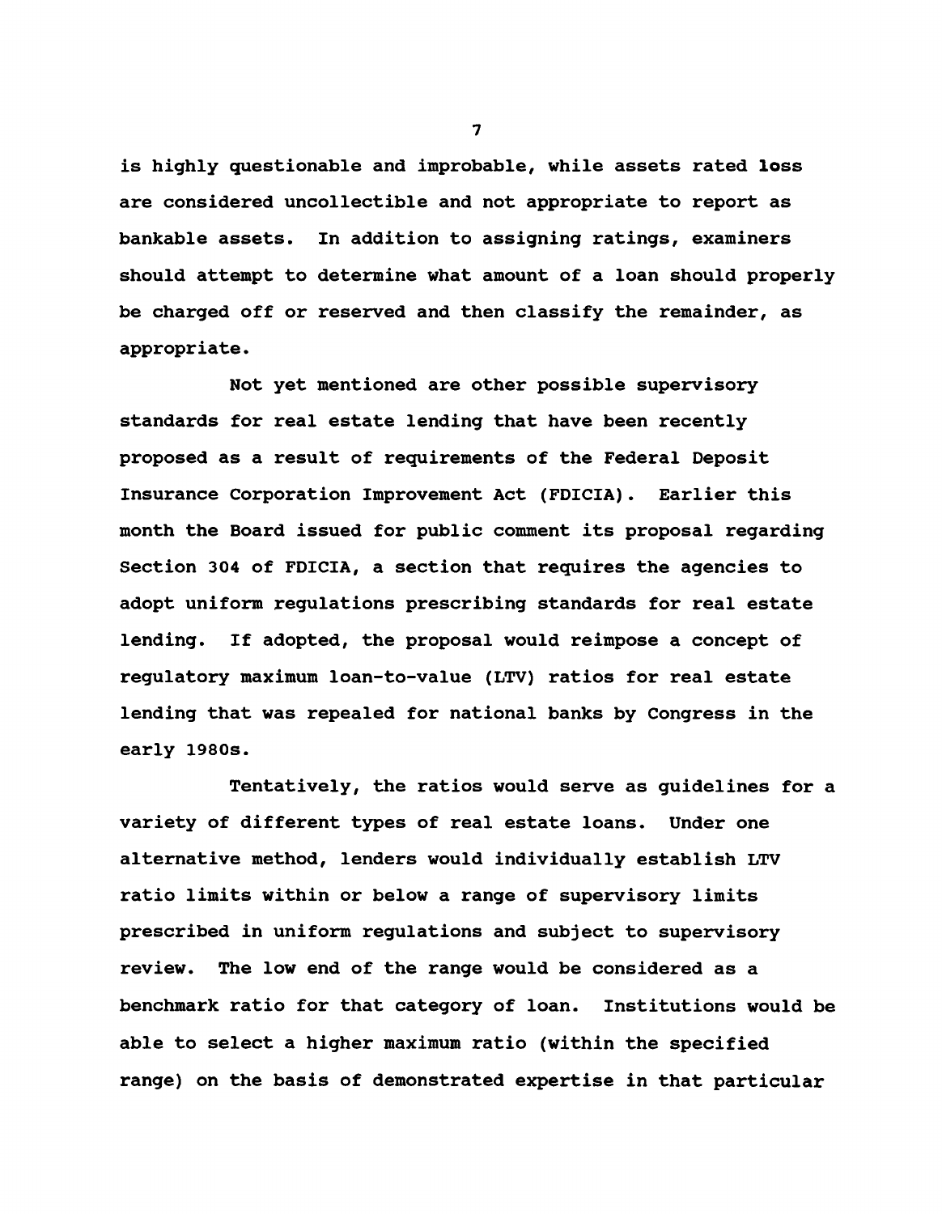is highly questionable and improbable, while assets rated loss are considered uncollectible and not appropriate to report as bankable assets. In addition to assigning ratings, examiners should attempt to determine what amount of a loan should properly be charged off or reserved and then classify the remainder, as appropriate.

Not yet mentioned are other possible supervisory standards for real estate lending that have been recently proposed as a result of requirements of the Federal Deposit Insurance Corporation Improvement Act (FDICIA). Earlier this month the Board issued for public comment its proposal regarding Section 304 of FDICIA, a section that requires the agencies to adopt uniform regulations prescribing standards for real estate lending. If adopted, the proposal would reimpose a concept of regulatory maximum loan-to-value (LTV) ratios for real estate lending that was repealed for national banks by Congress in the early 1980s.

Tentatively, the ratios would serve as guidelines for a variety of different types of real estate loans. Under one alternative method, lenders would individually establish LTV ratio limits within or below a range of supervisory limits prescribed in uniform regulations and subject to supervisory review. The low end of the range would be considered as a benchmark ratio for that category of loan. Institutions would be able to select a higher maximum ratio (within the specified range) on the basis of demonstrated expertise in that particular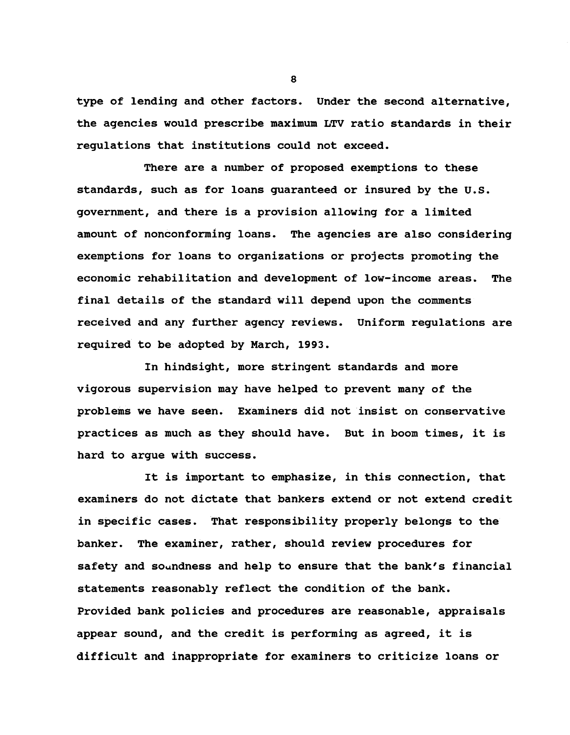type of lending and other factors. Under the second alternative, the agencies would prescribe maximum LTV ratio standards in their regulations that institutions could not exceed.

There are a number of proposed exemptions to these standards, such as for loans guaranteed or insured by the U.S. government, and there is a provision allowing for a limited amount of nonconforming loans. The agencies are also considering exemptions for loans to organizations or projects promoting the economic rehabilitation and development of low-income areas. The final details of the standard will depend upon the comments received and any further agency reviews. Uniform regulations are required to be adopted by March, 1993.

In hindsight, more stringent standards and more vigorous supervision may have helped to prevent many of the problems we have seen. Examiners did not insist on conservative practices as much as they should have. But in boom times, it is hard to argue with success.

It is important to emphasize, in this connection, that examiners do not dictate that bankers extend or not extend credit in specific cases. That responsibility properly belongs to the banker. The examiner, rather, should review procedures for safety and soundness and help to ensure that the bank's financial statements reasonably reflect the condition of the bank. Provided bank policies and procedures are reasonable, appraisals appear sound, and the credit is performing as agreed, it is difficult and inappropriate for examiners to criticize loans or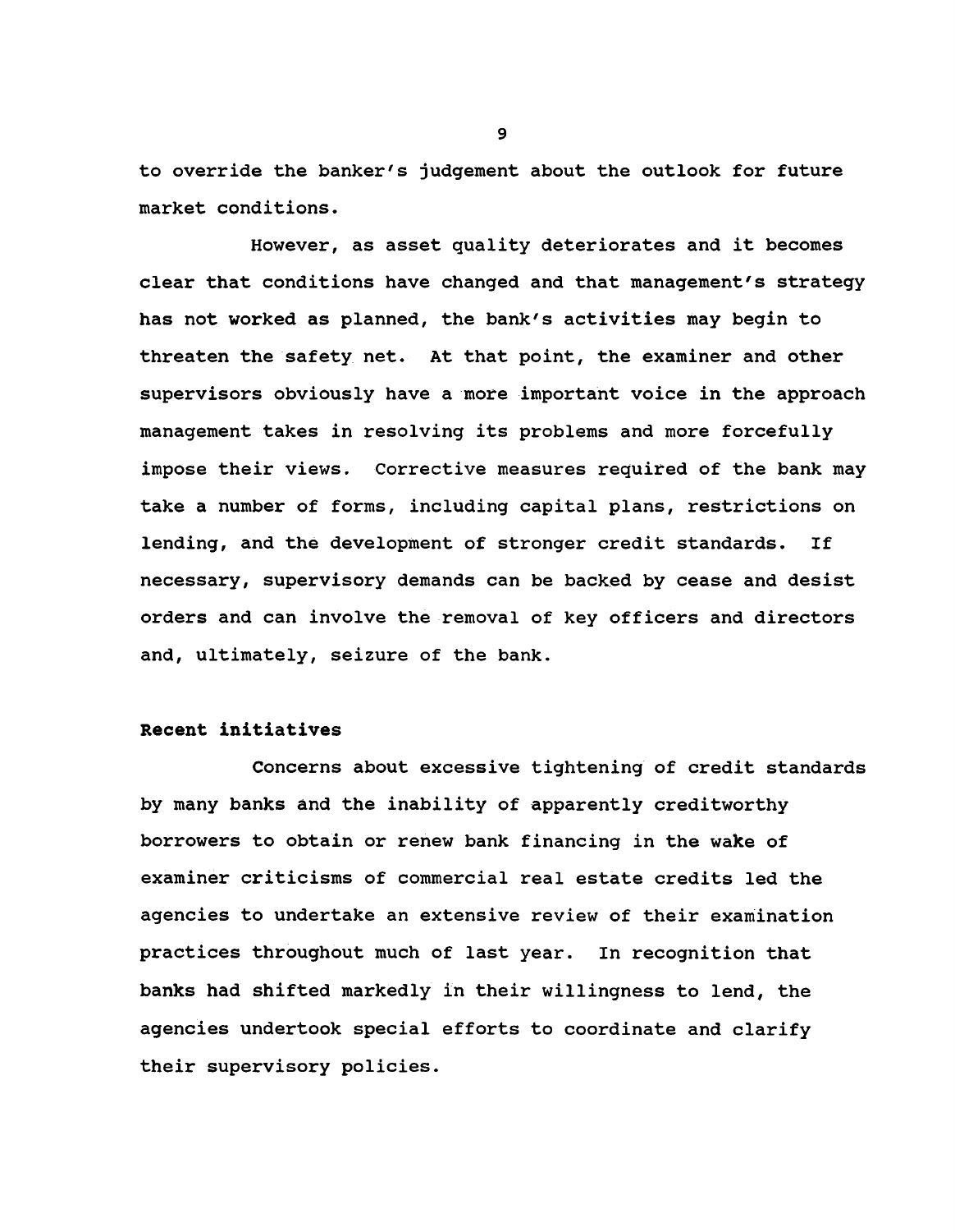to override the banker's judgement about the outlook for future market conditions.

However, as asset quality deteriorates and it becomes clear that conditions have changed and that management's strategy has not worked as planned, the bank's activities may begin to threaten the safety net. At that point, the examiner and other supervisors obviously have a more important voice in the approach management takes in resolving its problems and more forcefully impose their views. Corrective measures required of the bank may take a number of forms, including capital plans, restrictions on lending, and the development of stronger credit standards. If necessary, supervisory demands can be backed by cease and desist orders and can involve the removal of key officers and directors and, ultimately, seizure of the bank.

**Recent initiatives**

Concerns about excessive tightening of credit standards by many banks and the inability of apparently creditworthy borrowers to obtain or renew bank financing in the wake of examiner criticisms of commercial real estate credits led the agencies to undertake an extensive review of their examination practices throughout much of last year. In recognition that banks had shifted markedly in their willingness to lend, the agencies undertook special efforts to coordinate and clarify their supervisory policies.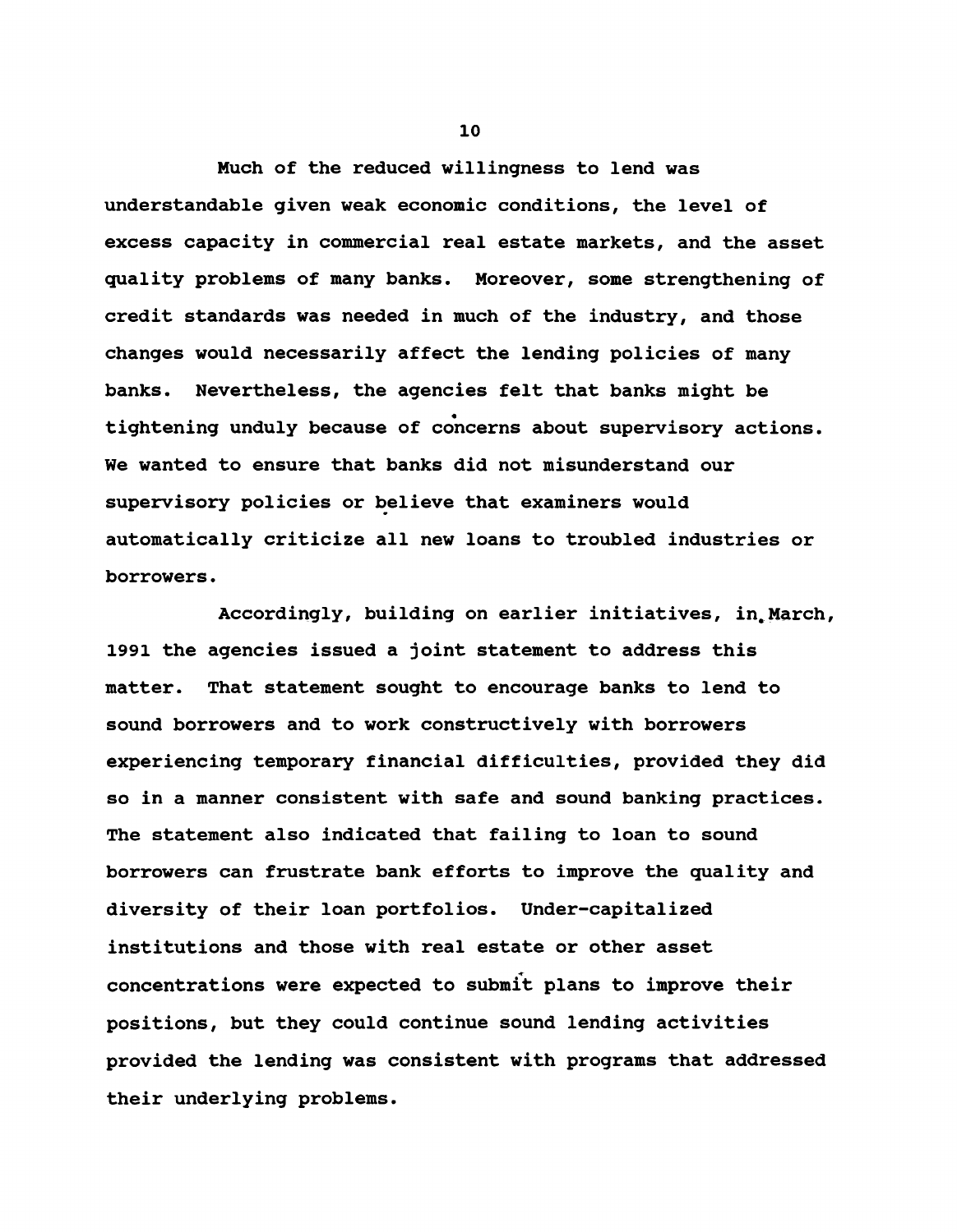Much of the reduced willingness to lend was understandable given weak economic conditions, the level of excess capacity in commercial real estate markets, and the asset quality problems of many banks. Moreover, some strengthening of credit standards was needed in much of the industry, and those changes would necessarily affect the lending policies of many banks. Nevertheless, the agencies felt that banks might be tightening unduly because of concerns about supervisory actions. We wanted to ensure that banks did not misunderstand our supervisory policies or believe that examiners would automatically criticize all new loans to troubled industries or borrowers.

Accordingly, building on earlier initiatives, in March, 1991 the agencies issued a joint statement to address this matter. That statement sought to encourage banks to lend to sound borrowers and to work constructively with borrowers experiencing temporary financial difficulties, provided they did so in a manner consistent with safe and sound banking practices. The statement also indicated that failing to loan to sound borrowers can frustrate bank efforts to improve the quality and diversity of their loan portfolios. Under-capitalized institutions and those with real estate or other asset concentrations were expected to submit plans to improve their positions, but they could continue sound lending activities provided the lending was consistent with programs that addressed their underlying problems.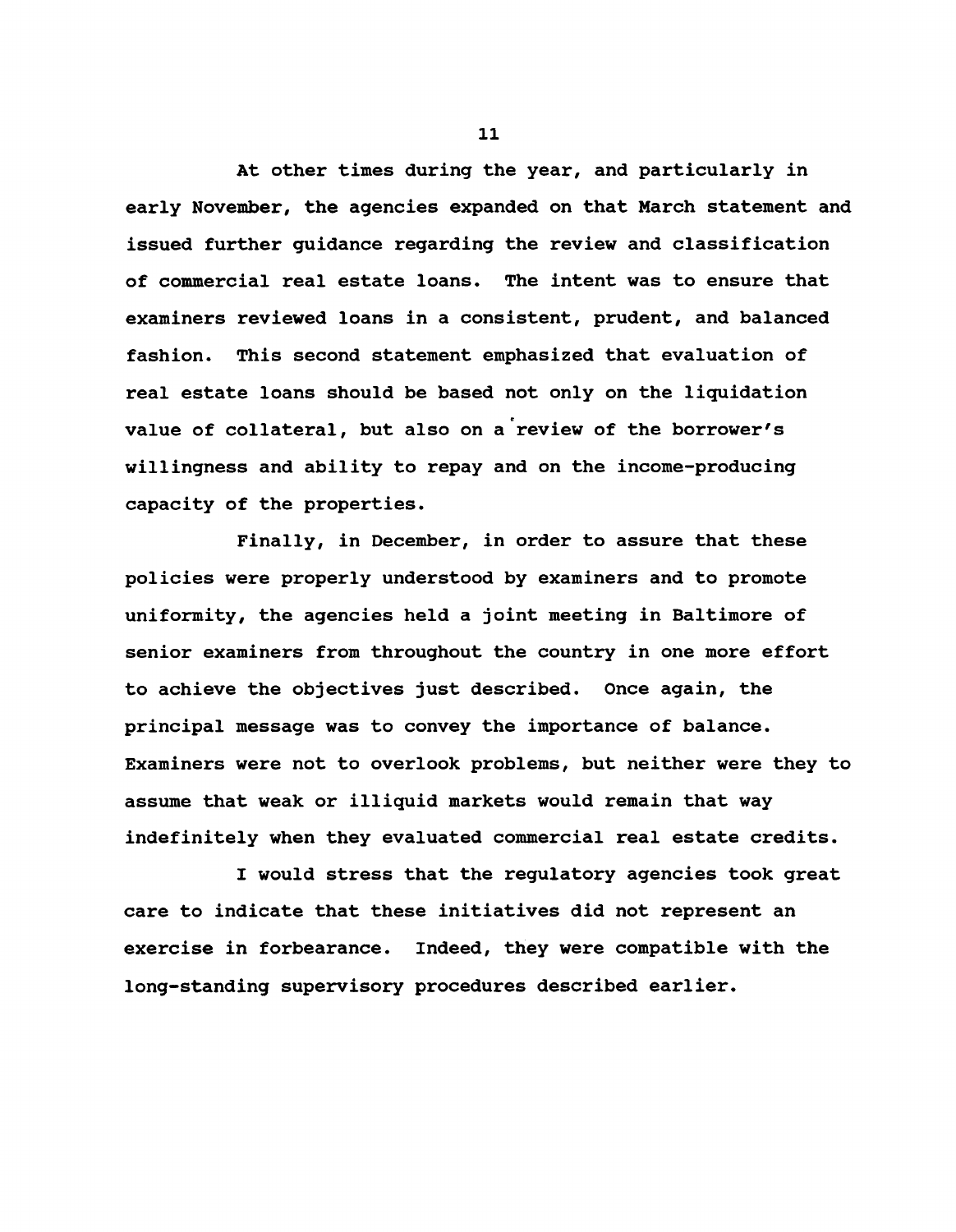At other times during the year, and particularly in early November, the agencies expanded on that March statement and issued further guidance regarding the review and classification of commercial real estate loans. The intent was to ensure that examiners reviewed loans in a consistent, prudent, and balanced fashion. This second statement emphasized that evaluation of real estate loans should be based not only on the liquidation value of collateral, but also on a review of the borrower's willingness and ability to repay and on the income-producing capacity of the properties.

Finally, in December, in order to assure that these policies were properly understood by examiners and to promote uniformity, the agencies held a joint meeting in Baltimore of senior examiners from throughout the country in one more effort to achieve the objectives just described. Once again, the principal message was to convey the importance of balance. Examiners were not to overlook problems, but neither were they to assume that weak or illiquid markets would remain that way indefinitely when they evaluated commercial real estate credits.

I would stress that the regulatory agencies took great care to indicate that these initiatives did not represent an exercise in forbearance. Indeed, they were compatible with the long-standing supervisory procedures described earlier.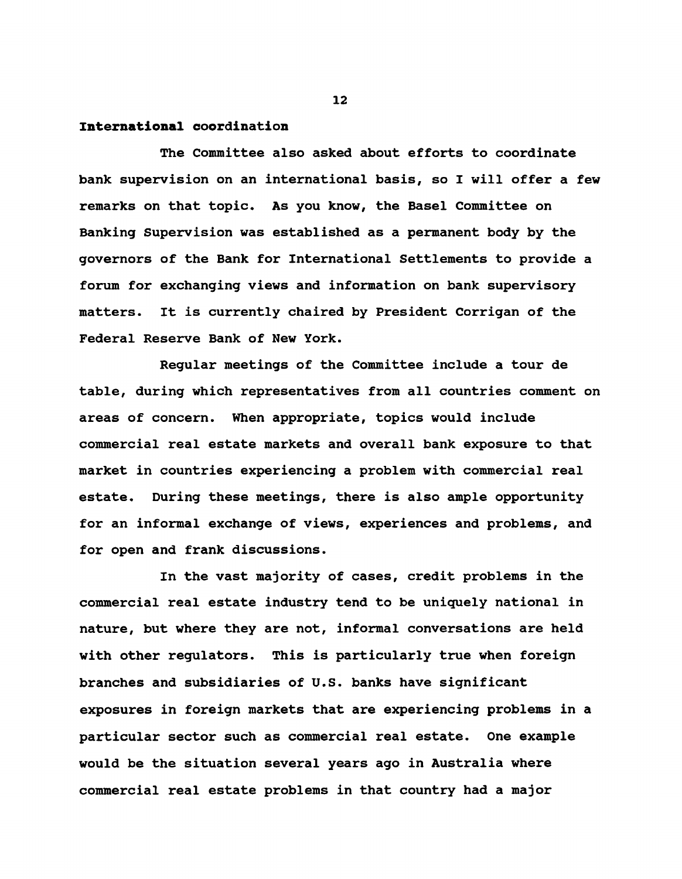**International coordination**

The Committee also asked about efforts to coordinate bank supervision on an international basis, so I will offer a few remarks on that topic. As you know, the Basel Committee on Banking Supervision was established as a permanent body by the governors of the Bank for International Settlements to provide a forum for exchanging views and information on bank supervisory matters. It is currently chaired by President Corrigan of the Federal Reserve Bank of New York.

Regular meetings of the Committee include a tour de table, during which representatives from all countries comment on areas of concern. When appropriate, topics would include commercial real estate markets and overall bank exposure to that market in countries experiencing a problem with commercial real estate. During these meetings, there is also ample opportunity for an informal exchange of views, experiences and problems, and for open and frank discussions.

In the vast majority of cases, credit problems in the commercial real estate industry tend to be uniquely national in nature, but where they are not, informal conversations are held with other regulators. This is particularly true when foreign branches and subsidiaries of U.S. banks have significant exposures in foreign markets that are experiencing problems in a particular sector such as commercial real estate. One example would be the situation several years ago in Australia where commercial real estate problems in that country had a major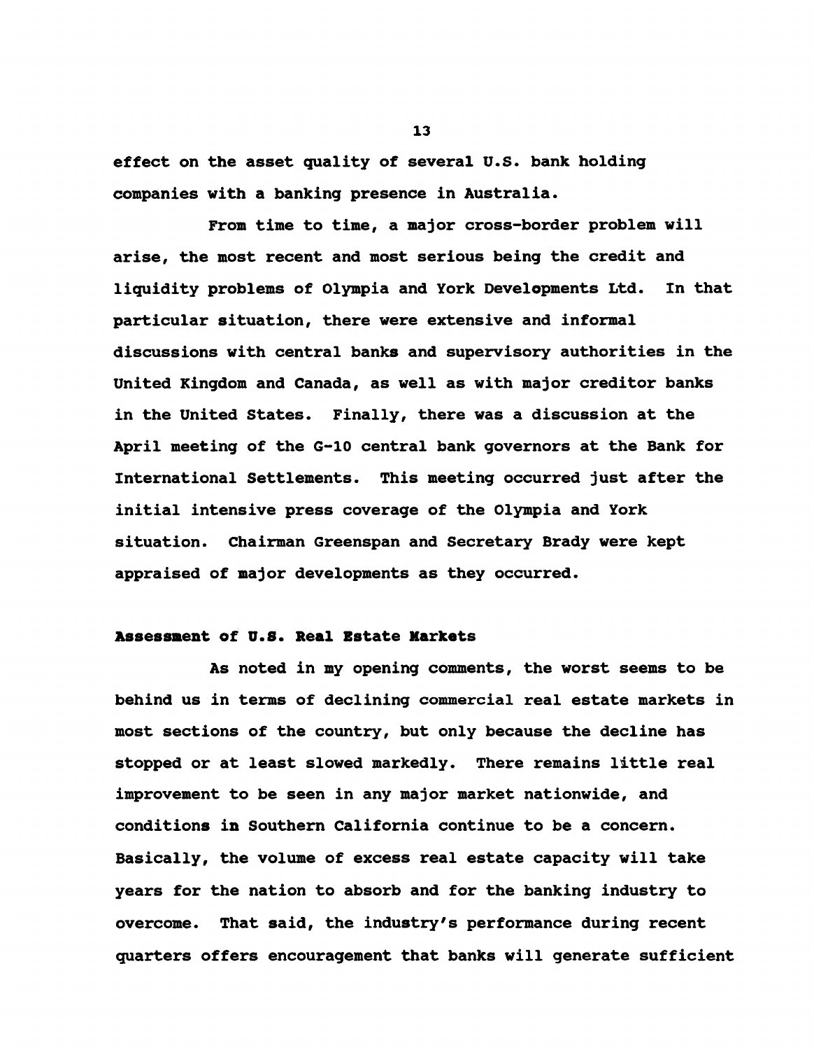effect on the asset quality of several U.S. bank holding companies with a banking presence in Australia.

From time to time, a major cross-border problem will arise, the most recent and most serious being the credit and liquidity problems of Olympia and York Developments Ltd. In that particular situation, there were extensive and informal discussions with central banks and supervisory authorities in the United Kingdom and Canada, as well as with major creditor banks in the United States. Finally, there was a discussion at the April meeting of the G-10 central bank governors at the Bank for International Settlements. This meeting occurred just after the initial intensive press coverage of the Olympia and York situation. Chairman Greenspan and Secretary Brady were kept appraised of major developments as they occurred.

**Assessment of U.S. Real Estate Markets**

As noted in my opening comments, the worst seems to be behind us in terms of declining commercial real estate markets in most sections of the country, but only because the decline has stopped or at least slowed markedly. There remains little real improvement to be seen in any major market nationwide, and conditions in Southern California continue to be a concern. Basically, the volume of excess real estate capacity will take years for the nation to absorb and for the banking industry to overcome. That said, the industry's performance during recent quarters offers encouragement that banks will generate sufficient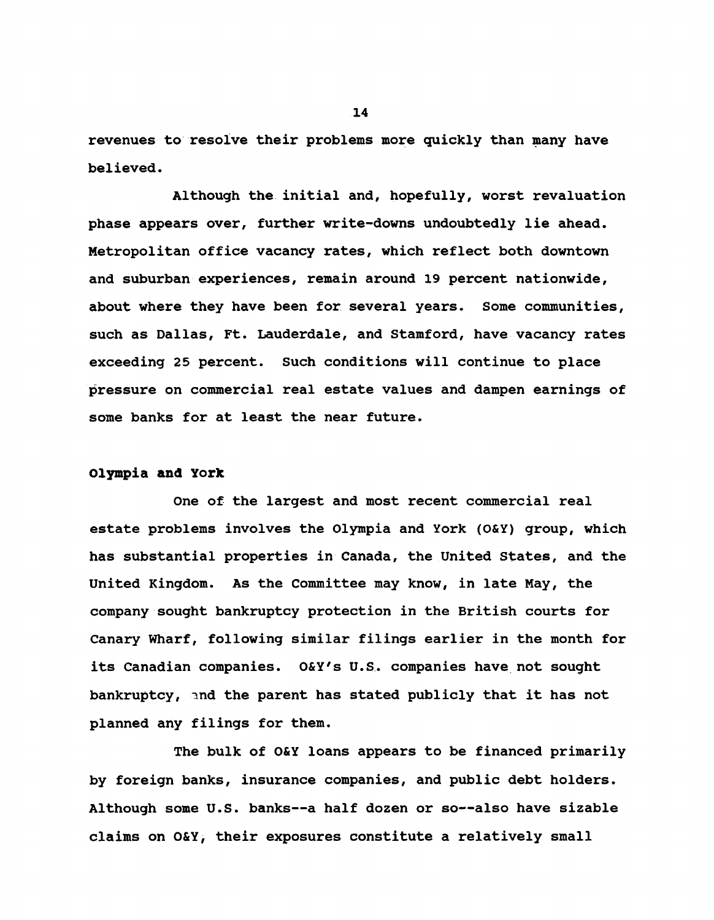revenues to resolve their problems more quickly than many have believed.

Although the initial and, hopefully, worst revaluation phase appears over, further write-downs undoubtedly lie ahead. Metropolitan office vacancy rates, which reflect both downtown and suburban experiences, remain around 19 percent nationwide, about where they have been for several years. Some communities, such as Dallas, Ft. Lauderdale, and Stamford, have vacancy rates exceeding 25 percent. Such conditions will continue to place pressure on commercial real estate values and dampen earnings of some banks for at least the near future.

**Olympia and York**

One of the largest and most recent commercial real estate problems involves the Olympia and York (O&Y) group, which has substantial properties in Canada, the United States, and the United Kingdom. As the Committee may know, in late May, the company sought bankruptcy protection in the British courts for Canary Wharf, following similar filings earlier in the month for its Canadian companies. O&Y's U.S. companies have not sought bankruptcy, and the parent has stated publicly that it has not planned any filings for them.

The bulk of O&Y loans appears to be financed primarily by foreign banks, insurance companies, and public debt holders. Although some U.S. banks--a half dozen or so--also have sizable claims on O&Y, their exposures constitute a relatively small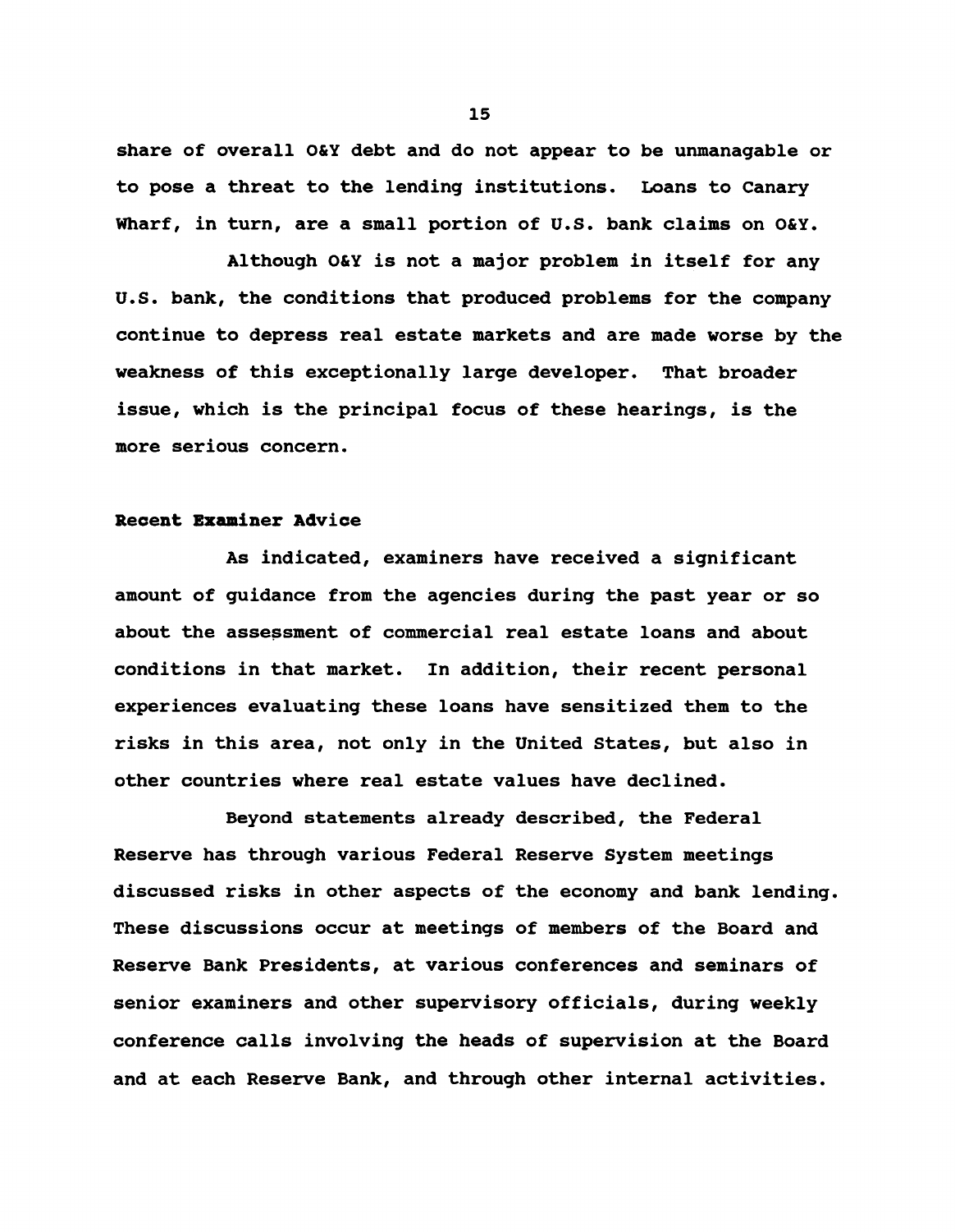share of overall O&Y debt and do not appear to be unmanagable or to pose a threat to the lending institutions. Loans to Canary Wharf, in turn, are a small portion of U.S. bank claims on O&Y.

Although O&Y is not a major problem in itself for any U.S. bank, the conditions that produced problems for the company continue to depress real estate markets and are made worse by the weakness of this exceptionally large developer. That broader issue, which is the principal focus of these hearings, is the more serious concern.

**Recent Examiner Advice**

As indicated, examiners have received a significant amount of guidance from the agencies during the past year or so about the assessment of commercial real estate loans and about conditions in that market. In addition, their recent personal experiences evaluating these loans have sensitized them to the risks in this area, not only in the United States, but also in other countries where real estate values have declined.

Beyond statements already described, the Federal Reserve has through various Federal Reserve System meetings discussed risks in other aspects of the economy and bank lending. These discussions occur at meetings of members of the Board and Reserve Bank Presidents, at various conferences and seminars of senior examiners and other supervisory officials, during weekly conference calls involving the heads of supervision at the Board and at each Reserve Bank, and through other internal activities.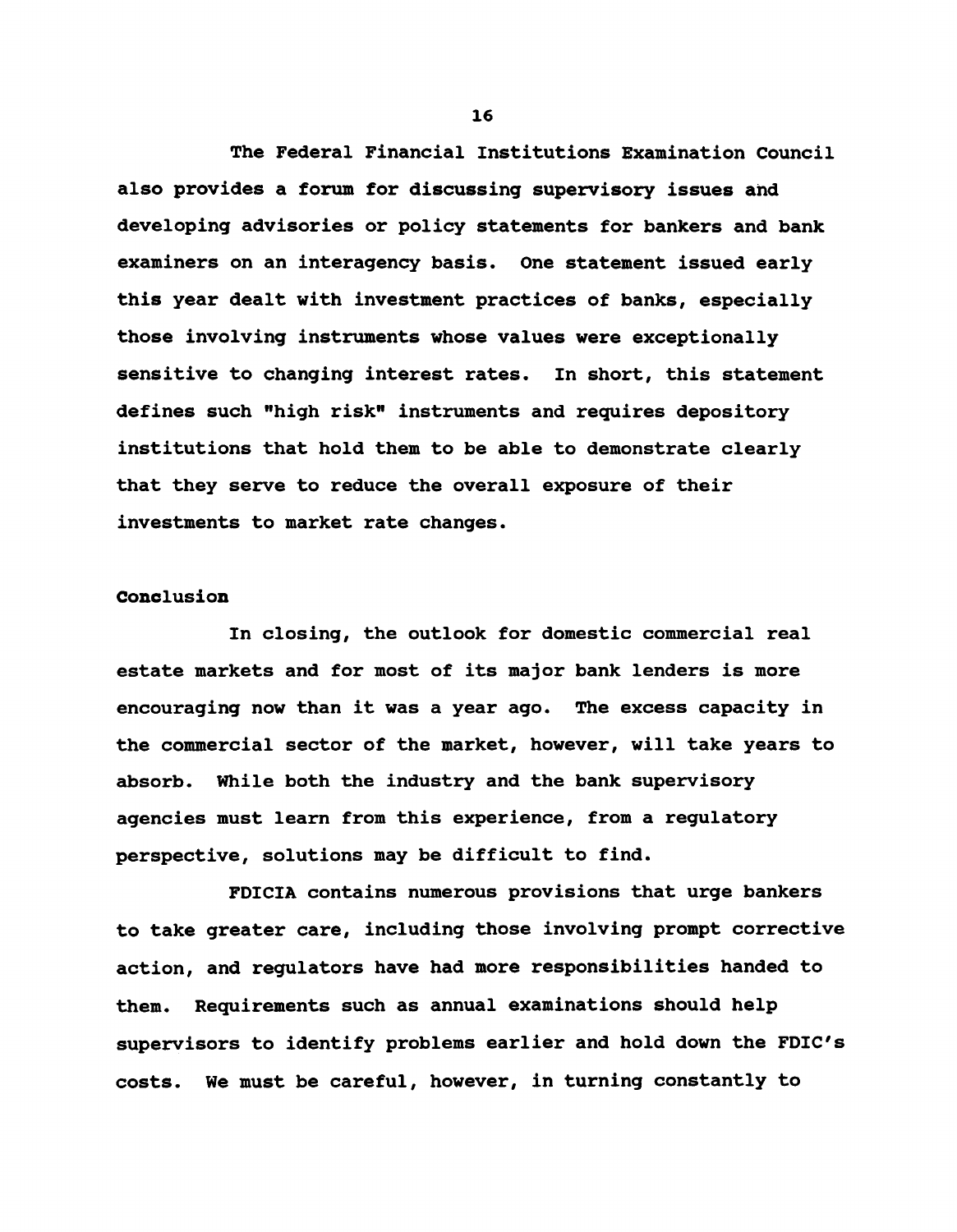The Federal Financial Institutions Examination Council also provides a forum for discussing supervisory issues and developing advisories or policy statements for bankers and bank examiners on an interagency basis. One statement issued early this year dealt with investment practices of banks, especially those involving instruments whose values were exceptionally sensitive to changing interest rates. In short, this statement defines such "high risk" instruments and requires depository institutions that hold them to be able to demonstrate clearly that they serve to reduce the overall exposure of their investments to market rate changes.

**Conclusion**

In closing, the outlook for domestic commercial real estate markets and for most of its major bank lenders is more encouraging now than it was a year ago. The excess capacity in the commercial sector of the market, however, will take years to absorb. While both the industry and the bank supervisory agencies must learn from this experience, from a regulatory perspective, solutions may be difficult to find.

FDICIA contains numerous provisions that urge bankers to take greater care, including those involving prompt corrective action, and regulators have had more responsibilities handed to them. Requirements such as annual examinations should help supervisors to identify problems earlier and hold down the FDIC's costs. We must be careful, however, in turning constantly to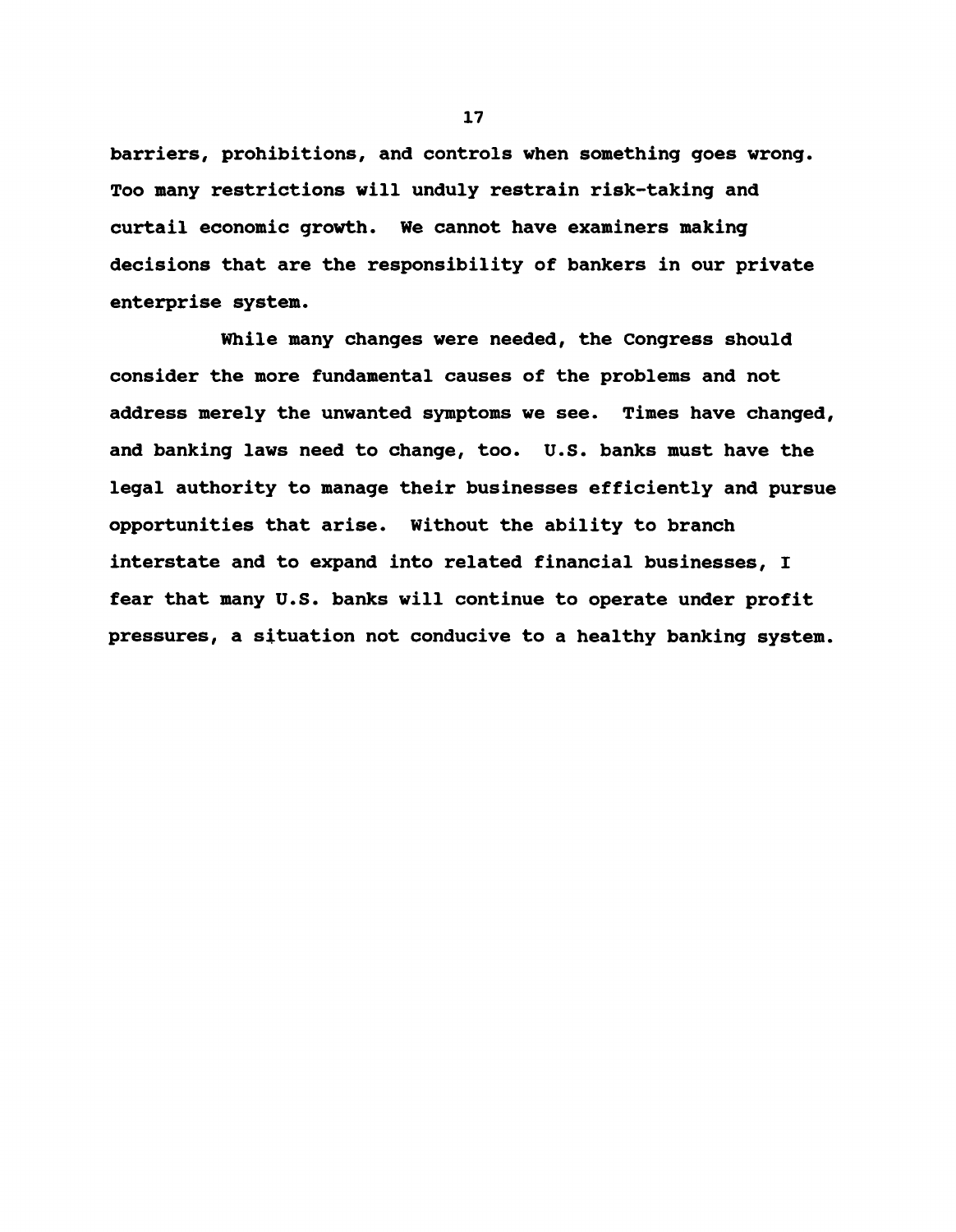barriers, prohibitions, and controls when something goes wrong. Too many restrictions will unduly restrain risk-taking and curtail economic growth. We cannot have examiners making decisions that are the responsibility of bankers in our private enterprise system.

While many changes were needed, the Congress should consider the more fundamental causes of the problems and not address merely the unwanted symptoms we see. Times have changed, and banking laws need to change, too. U.S. banks must have the legal authority to manage their businesses efficiently and pursue opportunities that arise. Without the ability to branch interstate and to expand into related financial businesses, I fear that many U.S. banks will continue to operate under profit pressures, a situation not conducive to a healthy banking system.